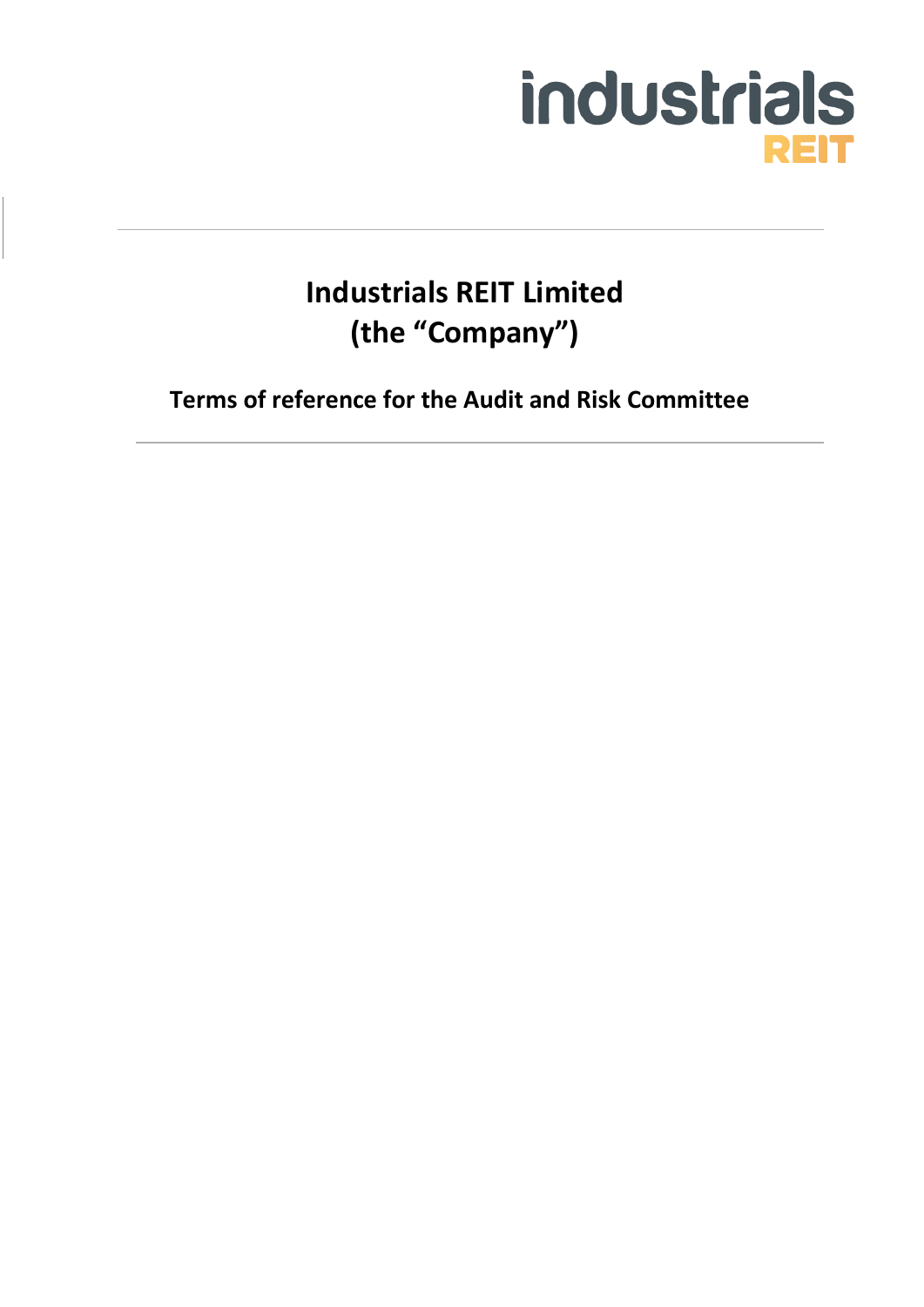# Industrials REIT Limited
# (the "Company")

## Terms of reference for the Audit and Risk Committee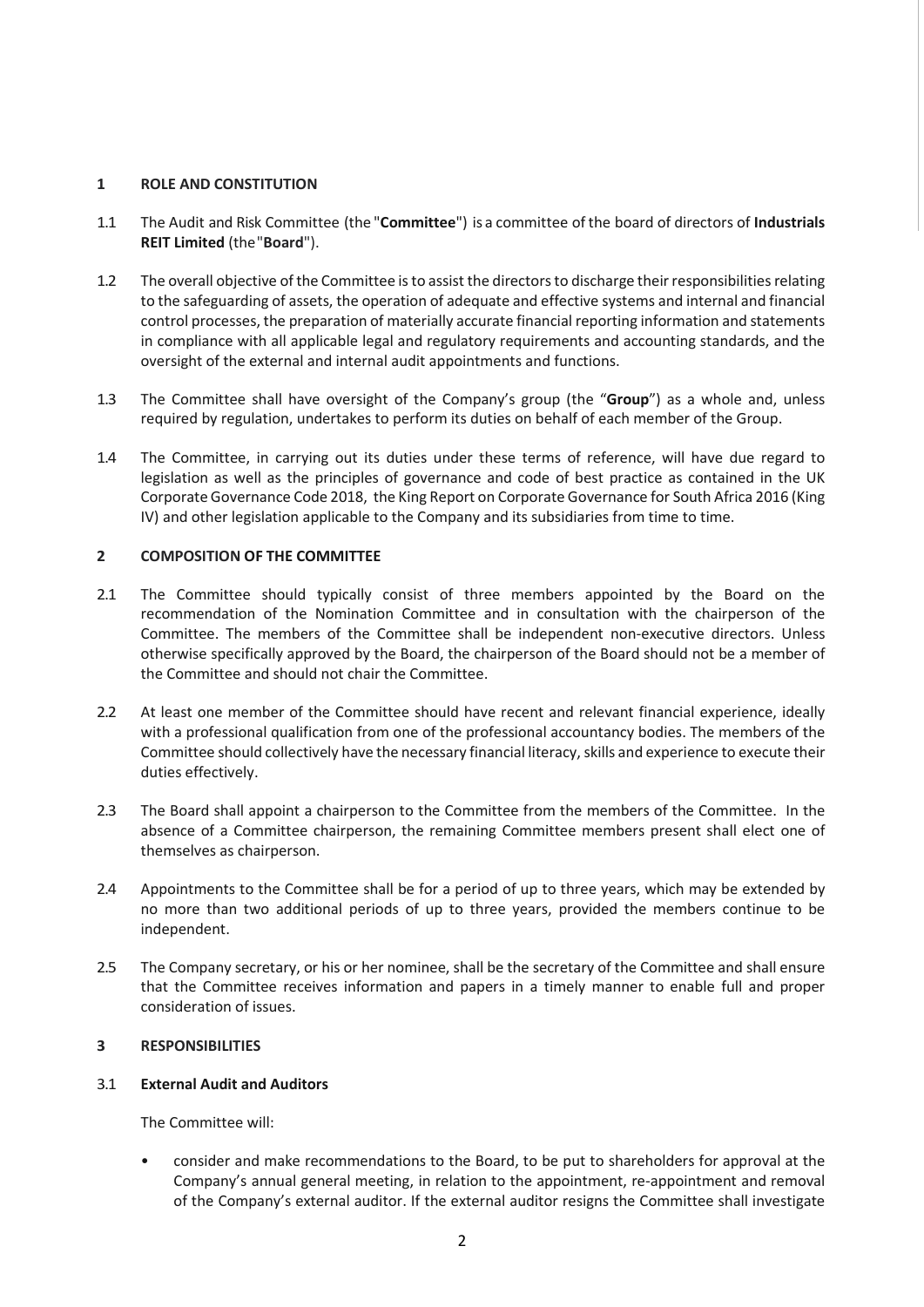## 1 ROLE AND CONSTITUTION

1.1 The Audit and Risk Committee (the "**Committee**") is a committee of the board of directors of **Industrials REIT Limited** (the "**Board**").

1.2 The overall objective of the Committee is to assist the directors to discharge their responsibilities relating to the safeguarding of assets, the operation of adequate and effective systems and internal and financial control processes, the preparation of materially accurate financial reporting information and statements in compliance with all applicable legal and regulatory requirements and accounting standards, and the oversight of the external and internal audit appointments and functions.

1.3 The Committee shall have oversight of the Company's group (the "**Group**") as a whole and, unless required by regulation, undertakes to perform its duties on behalf of each member of the Group.

1.4 The Committee, in carrying out its duties under these terms of reference, will have due regard to legislation as well as the principles of governance and code of best practice as contained in the UK Corporate Governance Code 2018, the King Report on Corporate Governance for South Africa 2016 (King IV) and other legislation applicable to the Company and its subsidiaries from time to time.

## 2 COMPOSITION OF THE COMMITTEE

2.1 The Committee should typically consist of three members appointed by the Board on the recommendation of the Nomination Committee and in consultation with the chairperson of the Committee. The members of the Committee shall be independent non-executive directors. Unless otherwise specifically approved by the Board, the chairperson of the Board should not be a member of the Committee and should not chair the Committee.

2.2 At least one member of the Committee should have recent and relevant financial experience, ideally with a professional qualification from one of the professional accountancy bodies. The members of the Committee should collectively have the necessary financial literacy, skills and experience to execute their duties effectively.

2.3 The Board shall appoint a chairperson to the Committee from the members of the Committee. In the absence of a Committee chairperson, the remaining Committee members present shall elect one of themselves as chairperson.

2.4 Appointments to the Committee shall be for a period of up to three years, which may be extended by no more than two additional periods of up to three years, provided the members continue to be independent.

2.5 The Company secretary, or his or her nominee, shall be the secretary of the Committee and shall ensure that the Committee receives information and papers in a timely manner to enable full and proper consideration of issues.

## 3 RESPONSIBILITIES

### 3.1 External Audit and Auditors

The Committee will:

- consider and make recommendations to the Board, to be put to shareholders for approval at the Company's annual general meeting, in relation to the appointment, re-appointment and removal of the Company's external auditor. If the external auditor resigns the Committee shall investigate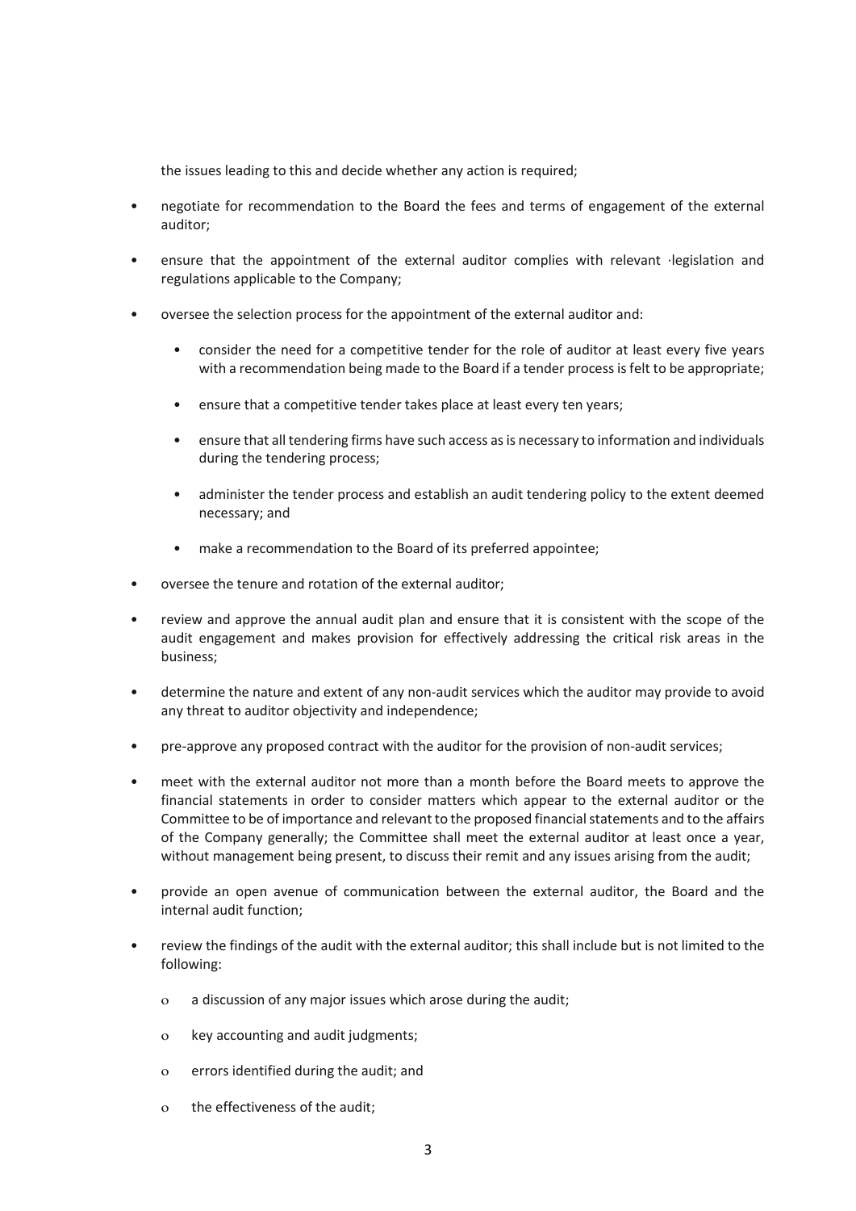the issues leading to this and decide whether any action is required;

- negotiate for recommendation to the Board the fees and terms of engagement of the external auditor;
- ensure that the appointment of the external auditor complies with relevant ·legislation and regulations applicable to the Company;
- oversee the selection process for the appointment of the external auditor and:
  - consider the need for a competitive tender for the role of auditor at least every five years with a recommendation being made to the Board if a tender process is felt to be appropriate;
  - ensure that a competitive tender takes place at least every ten years;
  - ensure that all tendering firms have such access as is necessary to information and individuals during the tendering process;
  - administer the tender process and establish an audit tendering policy to the extent deemed necessary; and
  - make a recommendation to the Board of its preferred appointee;
- oversee the tenure and rotation of the external auditor;
- review and approve the annual audit plan and ensure that it is consistent with the scope of the audit engagement and makes provision for effectively addressing the critical risk areas in the business;
- determine the nature and extent of any non-audit services which the auditor may provide to avoid any threat to auditor objectivity and independence;
- pre-approve any proposed contract with the auditor for the provision of non-audit services;
- meet with the external auditor not more than a month before the Board meets to approve the financial statements in order to consider matters which appear to the external auditor or the Committee to be of importance and relevant to the proposed financial statements and to the affairs of the Company generally; the Committee shall meet the external auditor at least once a year, without management being present, to discuss their remit and any issues arising from the audit;
- provide an open avenue of communication between the external auditor, the Board and the internal audit function;
- review the findings of the audit with the external auditor; this shall include but is not limited to the following:
  - a discussion of any major issues which arose during the audit;
  - key accounting and audit judgments;
  - errors identified during the audit; and
  - the effectiveness of the audit;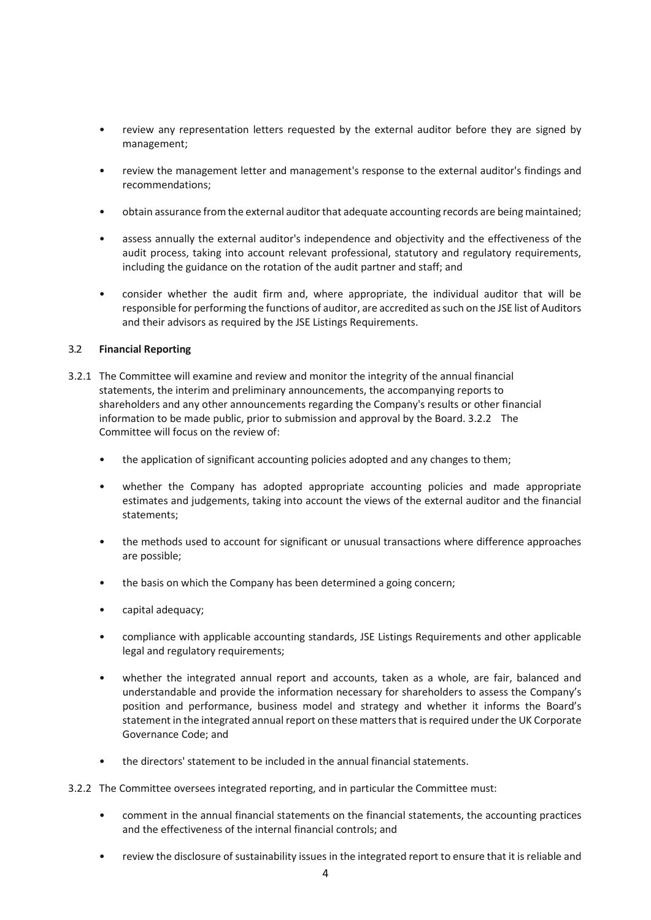- review any representation letters requested by the external auditor before they are signed by management;
- review the management letter and management's response to the external auditor's findings and recommendations;
- obtain assurance from the external auditor that adequate accounting records are being maintained;
- assess annually the external auditor's independence and objectivity and the effectiveness of the audit process, taking into account relevant professional, statutory and regulatory requirements, including the guidance on the rotation of the audit partner and staff; and
- consider whether the audit firm and, where appropriate, the individual auditor that will be responsible for performing the functions of auditor, are accredited as such on the JSE list of Auditors and their advisors as required by the JSE Listings Requirements.

3.2 **Financial Reporting**

3.2.1 The Committee will examine and review and monitor the integrity of the annual financial statements, the interim and preliminary announcements, the accompanying reports to shareholders and any other announcements regarding the Company's results or other financial information to be made public, prior to submission and approval by the Board. 3.2.2 The Committee will focus on the review of:

- the application of significant accounting policies adopted and any changes to them;
- whether the Company has adopted appropriate accounting policies and made appropriate estimates and judgements, taking into account the views of the external auditor and the financial statements;
- the methods used to account for significant or unusual transactions where difference approaches are possible;
- the basis on which the Company has been determined a going concern;
- capital adequacy;
- compliance with applicable accounting standards, JSE Listings Requirements and other applicable legal and regulatory requirements;
- whether the integrated annual report and accounts, taken as a whole, are fair, balanced and understandable and provide the information necessary for shareholders to assess the Company's position and performance, business model and strategy and whether it informs the Board's statement in the integrated annual report on these matters that is required under the UK Corporate Governance Code; and
- the directors' statement to be included in the annual financial statements.

3.2.2 The Committee oversees integrated reporting, and in particular the Committee must:

- comment in the annual financial statements on the financial statements, the accounting practices and the effectiveness of the internal financial controls; and
- review the disclosure of sustainability issues in the integrated report to ensure that it is reliable and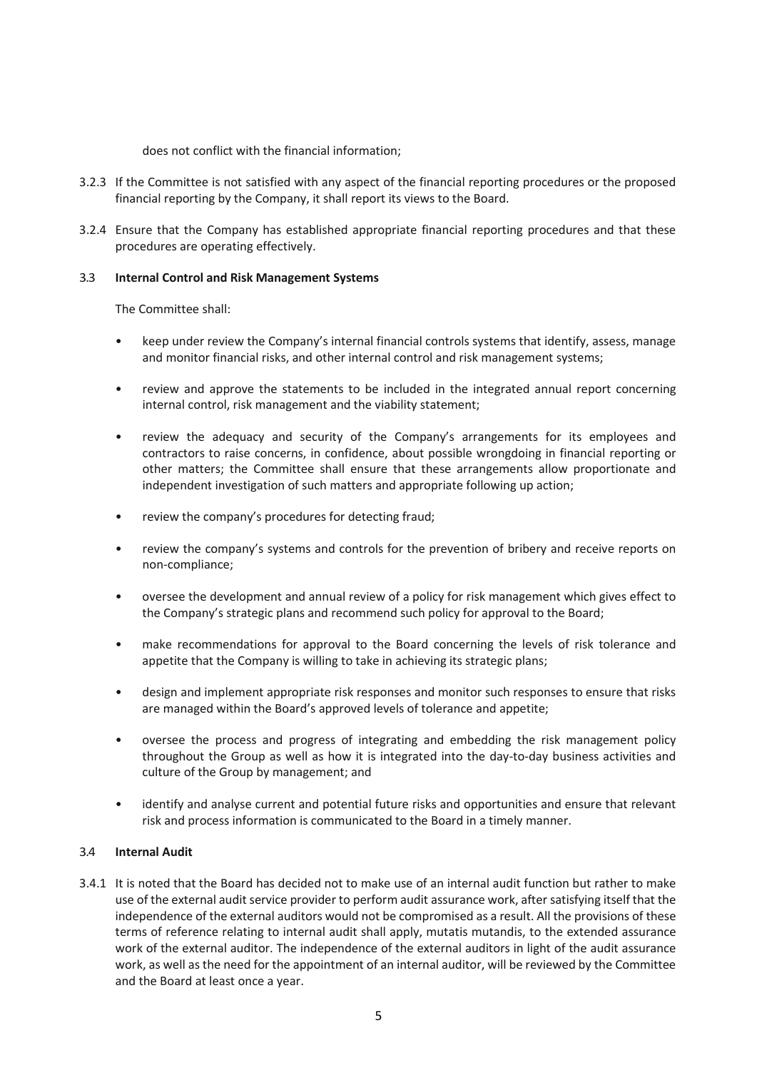does not conflict with the financial information;

3.2.3 If the Committee is not satisfied with any aspect of the financial reporting procedures or the proposed financial reporting by the Company, it shall report its views to the Board.

3.2.4 Ensure that the Company has established appropriate financial reporting procedures and that these procedures are operating effectively.

### 3.3 Internal Control and Risk Management Systems

The Committee shall:

- keep under review the Company's internal financial controls systems that identify, assess, manage and monitor financial risks, and other internal control and risk management systems;
- review and approve the statements to be included in the integrated annual report concerning internal control, risk management and the viability statement;
- review the adequacy and security of the Company's arrangements for its employees and contractors to raise concerns, in confidence, about possible wrongdoing in financial reporting or other matters; the Committee shall ensure that these arrangements allow proportionate and independent investigation of such matters and appropriate following up action;
- review the company's procedures for detecting fraud;
- review the company's systems and controls for the prevention of bribery and receive reports on non-compliance;
- oversee the development and annual review of a policy for risk management which gives effect to the Company's strategic plans and recommend such policy for approval to the Board;
- make recommendations for approval to the Board concerning the levels of risk tolerance and appetite that the Company is willing to take in achieving its strategic plans;
- design and implement appropriate risk responses and monitor such responses to ensure that risks are managed within the Board's approved levels of tolerance and appetite;
- oversee the process and progress of integrating and embedding the risk management policy throughout the Group as well as how it is integrated into the day-to-day business activities and culture of the Group by management; and
- identify and analyse current and potential future risks and opportunities and ensure that relevant risk and process information is communicated to the Board in a timely manner.

### 3.4 Internal Audit

3.4.1 It is noted that the Board has decided not to make use of an internal audit function but rather to make use of the external audit service provider to perform audit assurance work, after satisfying itself that the independence of the external auditors would not be compromised as a result. All the provisions of these terms of reference relating to internal audit shall apply, mutatis mutandis, to the extended assurance work of the external auditor. The independence of the external auditors in light of the audit assurance work, as well as the need for the appointment of an internal auditor, will be reviewed by the Committee and the Board at least once a year.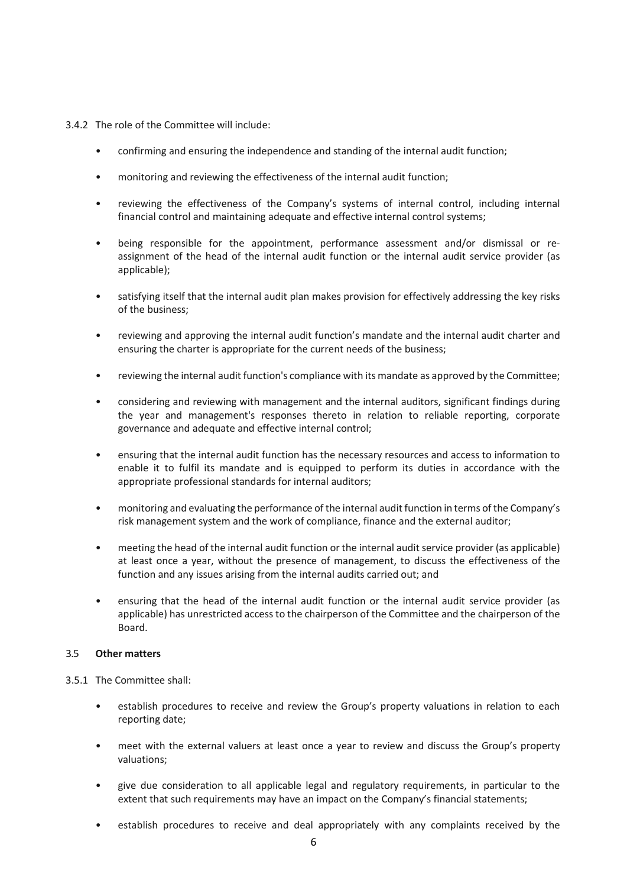3.4.2 The role of the Committee will include:

- confirming and ensuring the independence and standing of the internal audit function;
- monitoring and reviewing the effectiveness of the internal audit function;
- reviewing the effectiveness of the Company's systems of internal control, including internal financial control and maintaining adequate and effective internal control systems;
- being responsible for the appointment, performance assessment and/or dismissal or re-assignment of the head of the internal audit function or the internal audit service provider (as applicable);
- satisfying itself that the internal audit plan makes provision for effectively addressing the key risks of the business;
- reviewing and approving the internal audit function's mandate and the internal audit charter and ensuring the charter is appropriate for the current needs of the business;
- reviewing the internal audit function's compliance with its mandate as approved by the Committee;
- considering and reviewing with management and the internal auditors, significant findings during the year and management's responses thereto in relation to reliable reporting, corporate governance and adequate and effective internal control;
- ensuring that the internal audit function has the necessary resources and access to information to enable it to fulfil its mandate and is equipped to perform its duties in accordance with the appropriate professional standards for internal auditors;
- monitoring and evaluating the performance of the internal audit function in terms of the Company's risk management system and the work of compliance, finance and the external auditor;
- meeting the head of the internal audit function or the internal audit service provider (as applicable) at least once a year, without the presence of management, to discuss the effectiveness of the function and any issues arising from the internal audits carried out; and
- ensuring that the head of the internal audit function or the internal audit service provider (as applicable) has unrestricted access to the chairperson of the Committee and the chairperson of the Board.

### 3.5 Other matters

3.5.1 The Committee shall:

- establish procedures to receive and review the Group's property valuations in relation to each reporting date;
- meet with the external valuers at least once a year to review and discuss the Group's property valuations;
- give due consideration to all applicable legal and regulatory requirements, in particular to the extent that such requirements may have an impact on the Company's financial statements;
- establish procedures to receive and deal appropriately with any complaints received by the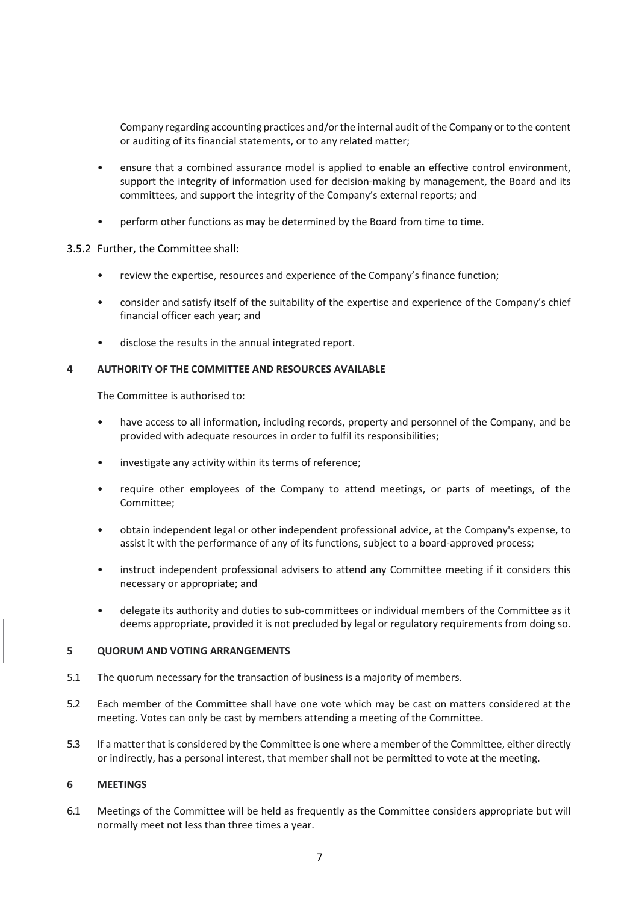Company regarding accounting practices and/or the internal audit of the Company or to the content or auditing of its financial statements, or to any related matter;

- ensure that a combined assurance model is applied to enable an effective control environment, support the integrity of information used for decision-making by management, the Board and its committees, and support the integrity of the Company's external reports; and
- perform other functions as may be determined by the Board from time to time.

3.5.2 Further, the Committee shall:

- review the expertise, resources and experience of the Company's finance function;
- consider and satisfy itself of the suitability of the expertise and experience of the Company's chief financial officer each year; and
- disclose the results in the annual integrated report.

## 4 AUTHORITY OF THE COMMITTEE AND RESOURCES AVAILABLE

The Committee is authorised to:

- have access to all information, including records, property and personnel of the Company, and be provided with adequate resources in order to fulfil its responsibilities;
- investigate any activity within its terms of reference;
- require other employees of the Company to attend meetings, or parts of meetings, of the Committee;
- obtain independent legal or other independent professional advice, at the Company's expense, to assist it with the performance of any of its functions, subject to a board-approved process;
- instruct independent professional advisers to attend any Committee meeting if it considers this necessary or appropriate; and
- delegate its authority and duties to sub-committees or individual members of the Committee as it deems appropriate, provided it is not precluded by legal or regulatory requirements from doing so.

## 5 QUORUM AND VOTING ARRANGEMENTS

5.1 The quorum necessary for the transaction of business is a majority of members.

5.2 Each member of the Committee shall have one vote which may be cast on matters considered at the meeting. Votes can only be cast by members attending a meeting of the Committee.

5.3 If a matter that is considered by the Committee is one where a member of the Committee, either directly or indirectly, has a personal interest, that member shall not be permitted to vote at the meeting.

## 6 MEETINGS

6.1 Meetings of the Committee will be held as frequently as the Committee considers appropriate but will normally meet not less than three times a year.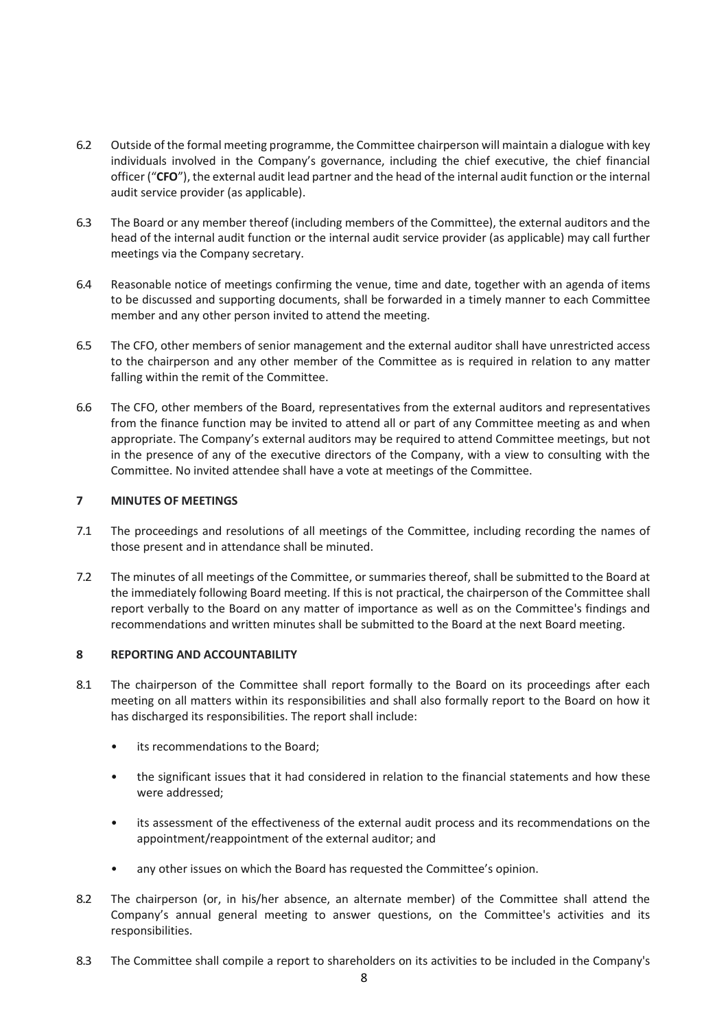6.2 Outside of the formal meeting programme, the Committee chairperson will maintain a dialogue with key individuals involved in the Company's governance, including the chief executive, the chief financial officer ("**CFO**"), the external audit lead partner and the head of the internal audit function or the internal audit service provider (as applicable).

6.3 The Board or any member thereof (including members of the Committee), the external auditors and the head of the internal audit function or the internal audit service provider (as applicable) may call further meetings via the Company secretary.

6.4 Reasonable notice of meetings confirming the venue, time and date, together with an agenda of items to be discussed and supporting documents, shall be forwarded in a timely manner to each Committee member and any other person invited to attend the meeting.

6.5 The CFO, other members of senior management and the external auditor shall have unrestricted access to the chairperson and any other member of the Committee as is required in relation to any matter falling within the remit of the Committee.

6.6 The CFO, other members of the Board, representatives from the external auditors and representatives from the finance function may be invited to attend all or part of any Committee meeting as and when appropriate. The Company's external auditors may be required to attend Committee meetings, but not in the presence of any of the executive directors of the Company, with a view to consulting with the Committee. No invited attendee shall have a vote at meetings of the Committee.

## 7 MINUTES OF MEETINGS

7.1 The proceedings and resolutions of all meetings of the Committee, including recording the names of those present and in attendance shall be minuted.

7.2 The minutes of all meetings of the Committee, or summaries thereof, shall be submitted to the Board at the immediately following Board meeting. If this is not practical, the chairperson of the Committee shall report verbally to the Board on any matter of importance as well as on the Committee's findings and recommendations and written minutes shall be submitted to the Board at the next Board meeting.

## 8 REPORTING AND ACCOUNTABILITY

8.1 The chairperson of the Committee shall report formally to the Board on its proceedings after each meeting on all matters within its responsibilities and shall also formally report to the Board on how it has discharged its responsibilities. The report shall include:

- its recommendations to the Board;
- the significant issues that it had considered in relation to the financial statements and how these were addressed;
- its assessment of the effectiveness of the external audit process and its recommendations on the appointment/reappointment of the external auditor; and
- any other issues on which the Board has requested the Committee's opinion.

8.2 The chairperson (or, in his/her absence, an alternate member) of the Committee shall attend the Company's annual general meeting to answer questions, on the Committee's activities and its responsibilities.

8.3 The Committee shall compile a report to shareholders on its activities to be included in the Company's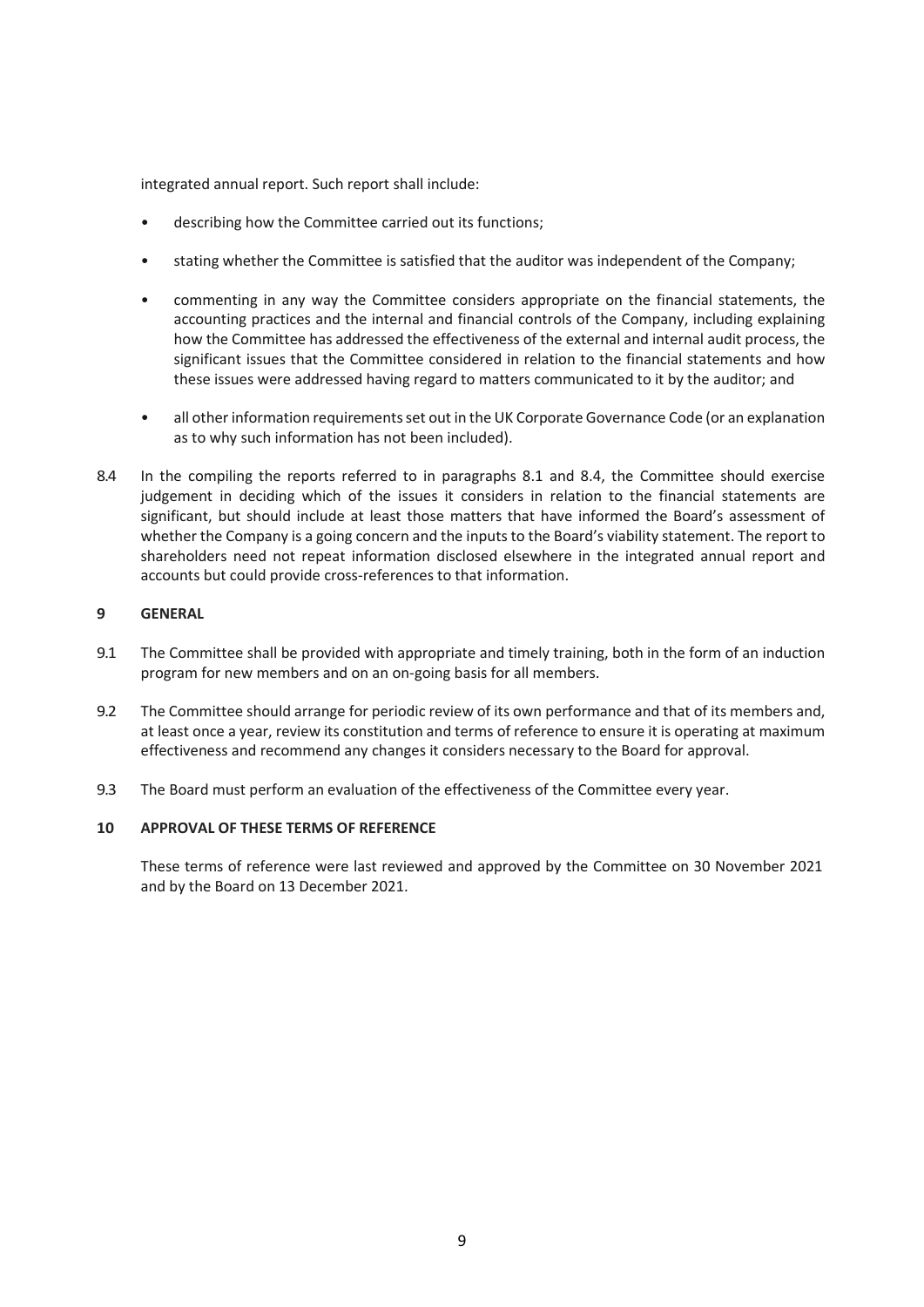integrated annual report. Such report shall include:

- describing how the Committee carried out its functions;
- stating whether the Committee is satisfied that the auditor was independent of the Company;
- commenting in any way the Committee considers appropriate on the financial statements, the accounting practices and the internal and financial controls of the Company, including explaining how the Committee has addressed the effectiveness of the external and internal audit process, the significant issues that the Committee considered in relation to the financial statements and how these issues were addressed having regard to matters communicated to it by the auditor; and
- all other information requirements set out in the UK Corporate Governance Code (or an explanation as to why such information has not been included).

8.4 In the compiling the reports referred to in paragraphs 8.1 and 8.4, the Committee should exercise judgement in deciding which of the issues it considers in relation to the financial statements are significant, but should include at least those matters that have informed the Board's assessment of whether the Company is a going concern and the inputs to the Board's viability statement. The report to shareholders need not repeat information disclosed elsewhere in the integrated annual report and accounts but could provide cross-references to that information.

## 9 GENERAL

9.1 The Committee shall be provided with appropriate and timely training, both in the form of an induction program for new members and on an on-going basis for all members.

9.2 The Committee should arrange for periodic review of its own performance and that of its members and, at least once a year, review its constitution and terms of reference to ensure it is operating at maximum effectiveness and recommend any changes it considers necessary to the Board for approval.

9.3 The Board must perform an evaluation of the effectiveness of the Committee every year.

## 10 APPROVAL OF THESE TERMS OF REFERENCE

These terms of reference were last reviewed and approved by the Committee on 30 November 2021 and by the Board on 13 December 2021.